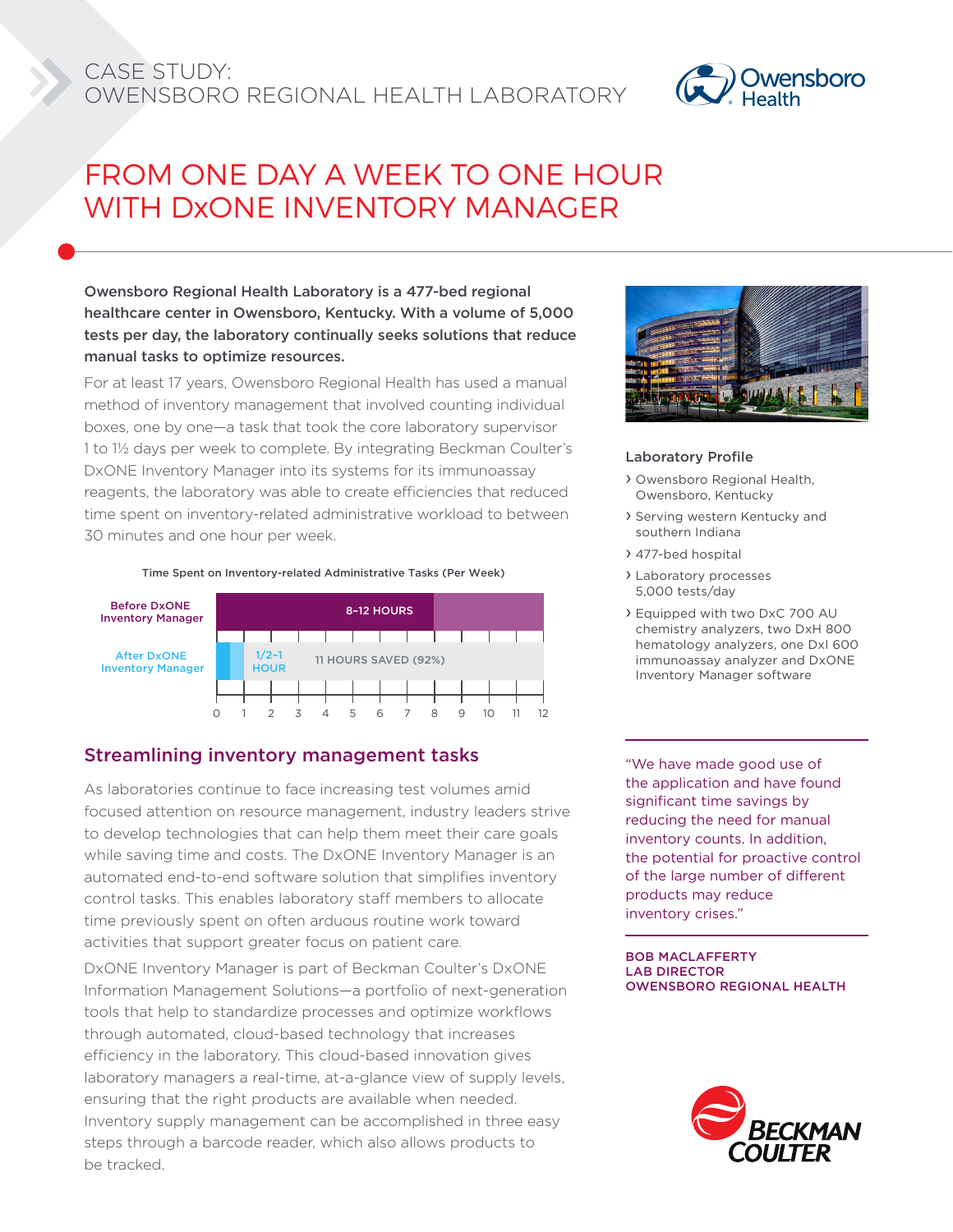CASE STUDY:
OWENSBORO REGIONAL HEALTH LABORATORY

# FROM ONE DAY A WEEK TO ONE HOUR WITH DxONE INVENTORY MANAGER

**Owensboro Regional Health Laboratory is a 477-bed regional healthcare center in Owensboro, Kentucky. With a volume of 5,000 tests per day, the laboratory continually seeks solutions that reduce manual tasks to optimize resources.**

For at least 17 years, Owensboro Regional Health has used a manual method of inventory management that involved counting individual boxes, one by one—a task that took the core laboratory supervisor 1 to 1½ days per week to complete. By integrating Beckman Coulter's DxONE Inventory Manager into its systems for its immunoassay reagents, the laboratory was able to create efficiencies that reduced time spent on inventory-related administrative workload to between 30 minutes and one hour per week.

**Time Spent on Inventory-related Administrative Tasks (Per Week)**

| | |
|---|---|
| Before DxONE Inventory Manager | 8–12 HOURS |
| After DxONE Inventory Manager | 1/2–1 HOUR; 11 HOURS SAVED (92%) |

## Streamlining inventory management tasks

As laboratories continue to face increasing test volumes amid focused attention on resource management, industry leaders strive to develop technologies that can help them meet their care goals while saving time and costs. The DxONE Inventory Manager is an automated end-to-end software solution that simplifies inventory control tasks. This enables laboratory staff members to allocate time previously spent on often arduous routine work toward activities that support greater focus on patient care.

DxONE Inventory Manager is part of Beckman Coulter's DxONE Information Management Solutions—a portfolio of next-generation tools that help to standardize processes and optimize workflows through automated, cloud-based technology that increases efficiency in the laboratory. This cloud-based innovation gives laboratory managers a real-time, at-a-glance view of supply levels, ensuring that the right products are available when needed. Inventory supply management can be accomplished in three easy steps through a barcode reader, which also allows products to be tracked.

### Laboratory Profile

- Owensboro Regional Health, Owensboro, Kentucky
- Serving western Kentucky and southern Indiana
- 477-bed hospital
- Laboratory processes 5,000 tests/day
- Equipped with two DxC 700 AU chemistry analyzers, two DxH 800 hematology analyzers, one DxI 600 immunoassay analyzer and DxONE Inventory Manager software

"We have made good use of the application and have found significant time savings by reducing the need for manual inventory counts. In addition, the potential for proactive control of the large number of different products may reduce inventory crises."

**BOB MACLAFFERTY**
**LAB DIRECTOR**
**OWENSBORO REGIONAL HEALTH**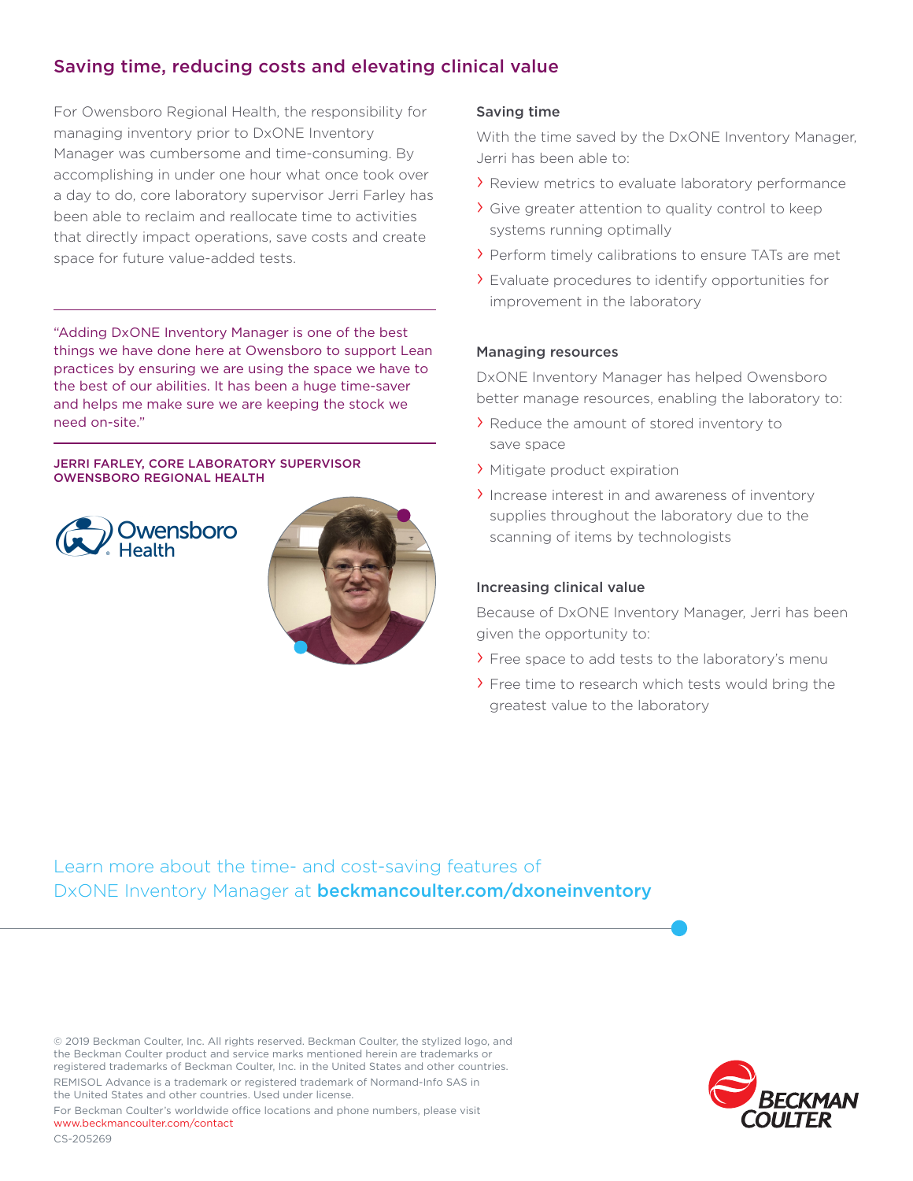## Saving time, reducing costs and elevating clinical value

For Owensboro Regional Health, the responsibility for managing inventory prior to DxONE Inventory Manager was cumbersome and time-consuming. By accomplishing in under one hour what once took over a day to do, core laboratory supervisor Jerri Farley has been able to reclaim and reallocate time to activities that directly impact operations, save costs and create space for future value-added tests.

"Adding DxONE Inventory Manager is one of the best things we have done here at Owensboro to support Lean practices by ensuring we are using the space we have to the best of our abilities. It has been a huge time-saver and helps me make sure we are keeping the stock we need on-site."

**JERRI FARLEY, CORE LABORATORY SUPERVISOR**
**OWENSBORO REGIONAL HEALTH**

### Saving time

With the time saved by the DxONE Inventory Manager, Jerri has been able to:

- Review metrics to evaluate laboratory performance
- Give greater attention to quality control to keep systems running optimally
- Perform timely calibrations to ensure TATs are met
- Evaluate procedures to identify opportunities for improvement in the laboratory

### Managing resources

DxONE Inventory Manager has helped Owensboro better manage resources, enabling the laboratory to:

- Reduce the amount of stored inventory to save space
- Mitigate product expiration
- Increase interest in and awareness of inventory supplies throughout the laboratory due to the scanning of items by technologists

### Increasing clinical value

Because of DxONE Inventory Manager, Jerri has been given the opportunity to:

- Free space to add tests to the laboratory's menu
- Free time to research which tests would bring the greatest value to the laboratory

Learn more about the time- and cost-saving features of DxONE Inventory Manager at **beckmancoulter.com/dxoneinventory**

© 2019 Beckman Coulter, Inc. All rights reserved. Beckman Coulter, the stylized logo, and the Beckman Coulter product and service marks mentioned herein are trademarks or registered trademarks of Beckman Coulter, Inc. in the United States and other countries.

REMISOL Advance is a trademark or registered trademark of Normand-Info SAS in the United States and other countries. Used under license.

For Beckman Coulter's worldwide office locations and phone numbers, please visit www.beckmancoulter.com/contact

CS-205269